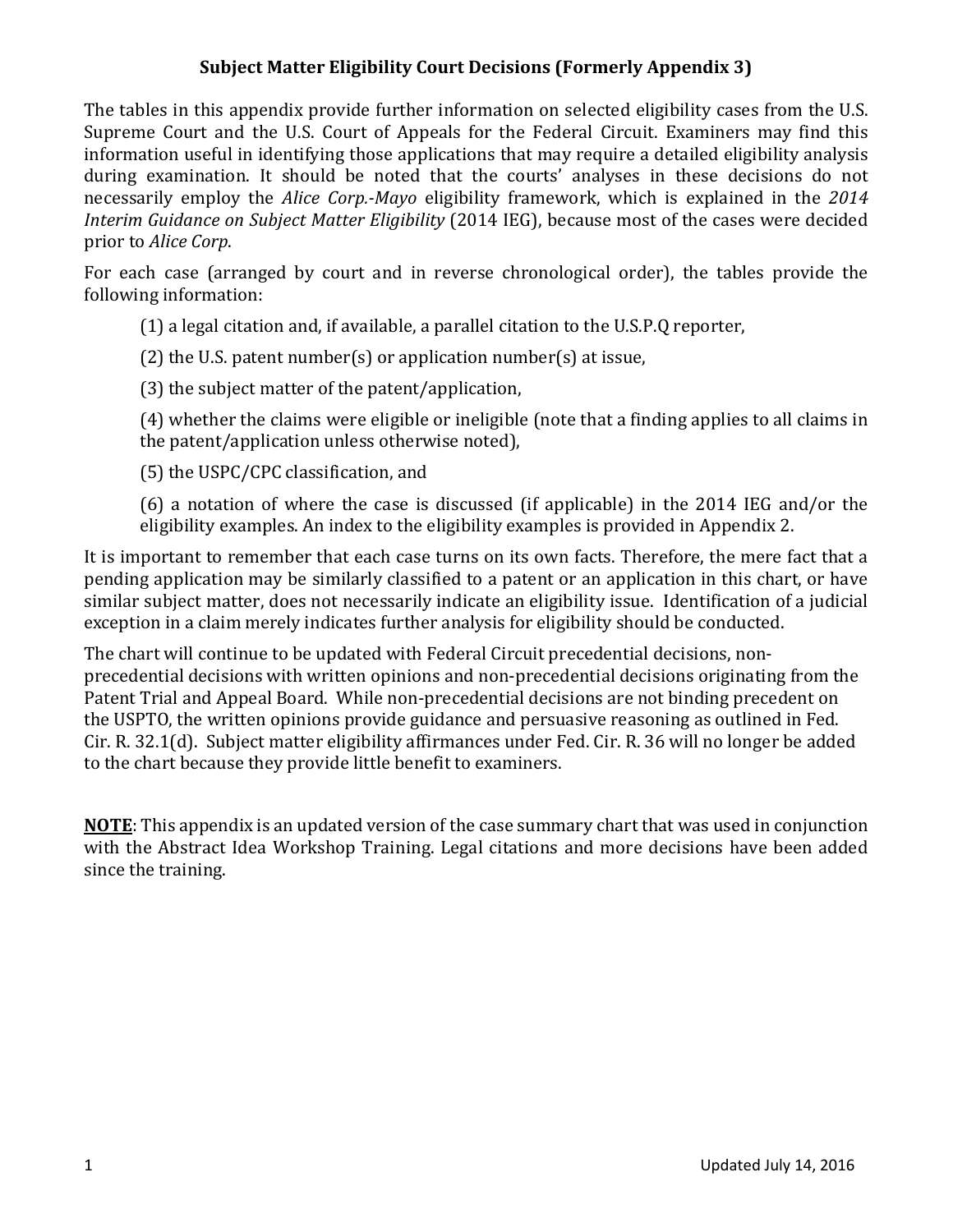# Subject Matter Eligibility Court Decisions (Formerly Appendix 3)

The tables in this appendix provide further information on selected eligibility cases from the U.S. Supreme Court and the U.S. Court of Appeals for the Federal Circuit. Examiners may find this information useful in identifying those applications that may require a detailed eligibility analysis during examination. It should be noted that the courts' analyses in these decisions do not necessarily employ the *Alice Corp.-Mayo* eligibility framework, which is explained in the *2014 Interim Guidance on Subject Matter Eligibility* (2014 IEG), because most of the cases were decided prior to *Alice Corp*.

For each case (arranged by court and in reverse chronological order), the tables provide the following information:

(1) a legal citation and, if available, a parallel citation to the U.S.P.Q reporter,

(2) the U.S. patent number(s) or application number(s) at issue,

(3) the subject matter of the patent/application,

(4) whether the claims were eligible or ineligible (note that a finding applies to all claims in the patent/application unless otherwise noted),

(5) the USPC/CPC classification, and

(6) a notation of where the case is discussed (if applicable) in the 2014 IEG and/or the eligibility examples. An index to the eligibility examples is provided in Appendix 2.

It is important to remember that each case turns on its own facts. Therefore, the mere fact that a pending application may be similarly classified to a patent or an application in this chart, or have similar subject matter, does not necessarily indicate an eligibility issue. Identification of a judicial exception in a claim merely indicates further analysis for eligibility should be conducted.

The chart will continue to be updated with Federal Circuit precedential decisions, non-precedential decisions with written opinions and non-precedential decisions originating from the Patent Trial and Appeal Board. While non-precedential decisions are not binding precedent on the USPTO, the written opinions provide guidance and persuasive reasoning as outlined in Fed. Cir. R. 32.1(d). Subject matter eligibility affirmances under Fed. Cir. R. 36 will no longer be added to the chart because they provide little benefit to examiners.

**NOTE**: This appendix is an updated version of the case summary chart that was used in conjunction with the Abstract Idea Workshop Training. Legal citations and more decisions have been added since the training.

Updated July 14, 2016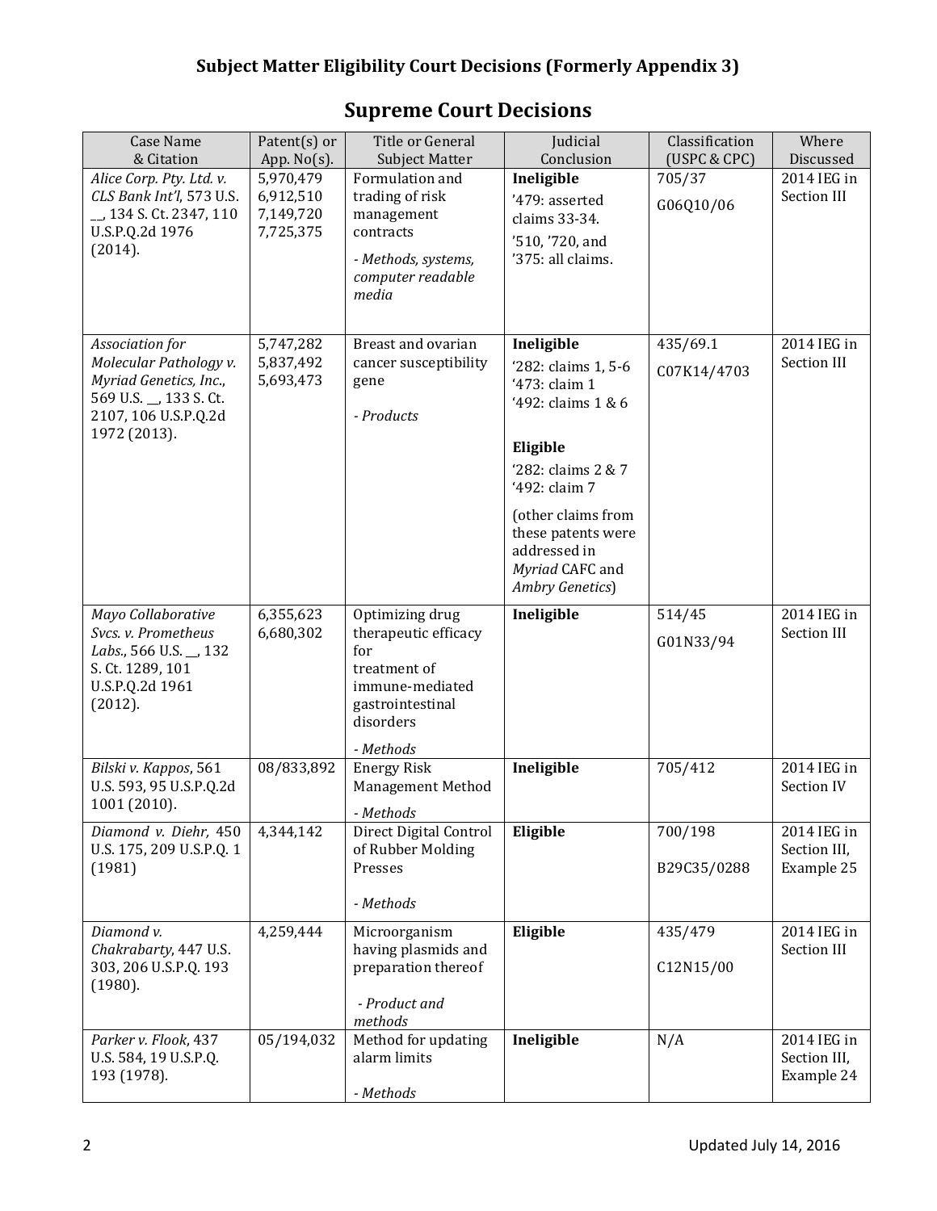## Subject Matter Eligibility Court Decisions (Formerly Appendix 3)

# Supreme Court Decisions

| Case Name & Citation | Patent(s) or App. No(s). | Title or General Subject Matter | Judicial Conclusion | Classification (USPC & CPC) | Where Discussed |
|---|---|---|---|---|---|
| *Alice Corp. Pty. Ltd. v. CLS Bank Int'l*, 573 U.S. __, 134 S. Ct. 2347, 110 U.S.P.Q.2d 1976 (2014). | 5,970,479<br>6,912,510<br>7,149,720<br>7,725,375 | Formulation and trading of risk management contracts<br>*- Methods, systems, computer readable media* | **Ineligible**<br>'479: asserted claims 33-34.<br>'510, '720, and '375: all claims. | 705/37<br>G06Q10/06 | 2014 IEG in Section III |
| *Association for Molecular Pathology v. Myriad Genetics, Inc.*, 569 U.S. __, 133 S. Ct. 2107, 106 U.S.P.Q.2d 1972 (2013). | 5,747,282<br>5,837,492<br>5,693,473 | Breast and ovarian cancer susceptibility gene<br>*- Products* | **Ineligible**<br>'282: claims 1, 5-6<br>'473: claim 1<br>'492: claims 1 & 6<br>**Eligible**<br>'282: claims 2 & 7<br>'492: claim 7<br>(other claims from these patents were addressed in *Myriad* CAFC and *Ambry Genetics*) | 435/69.1<br>C07K14/4703 | 2014 IEG in Section III |
| *Mayo Collaborative Svcs. v. Prometheus Labs.*, 566 U.S. __, 132 S. Ct. 1289, 101 U.S.P.Q.2d 1961 (2012). | 6,355,623<br>6,680,302 | Optimizing drug therapeutic efficacy for treatment of immune-mediated gastrointestinal disorders<br>*- Methods* | **Ineligible** | 514/45<br>G01N33/94 | 2014 IEG in Section III |
| *Bilski v. Kappos*, 561 U.S. 593, 95 U.S.P.Q.2d 1001 (2010). | 08/833,892 | Energy Risk Management Method<br>*- Methods* | **Ineligible** | 705/412 | 2014 IEG in Section IV |
| *Diamond v. Diehr*, 450 U.S. 175, 209 U.S.P.Q. 1 (1981) | 4,344,142 | Direct Digital Control of Rubber Molding Presses<br>*- Methods* | **Eligible** | 700/198<br>B29C35/0288 | 2014 IEG in Section III, Example 25 |
| *Diamond v. Chakrabarty*, 447 U.S. 303, 206 U.S.P.Q. 193 (1980). | 4,259,444 | Microorganism having plasmids and preparation thereof<br>*- Product and methods* | **Eligible** | 435/479<br>C12N15/00 | 2014 IEG in Section III |
| *Parker v. Flook*, 437 U.S. 584, 19 U.S.P.Q. 193 (1978). | 05/194,032 | Method for updating alarm limits<br>*- Methods* | **Ineligible** | N/A | 2014 IEG in Section III, Example 24 |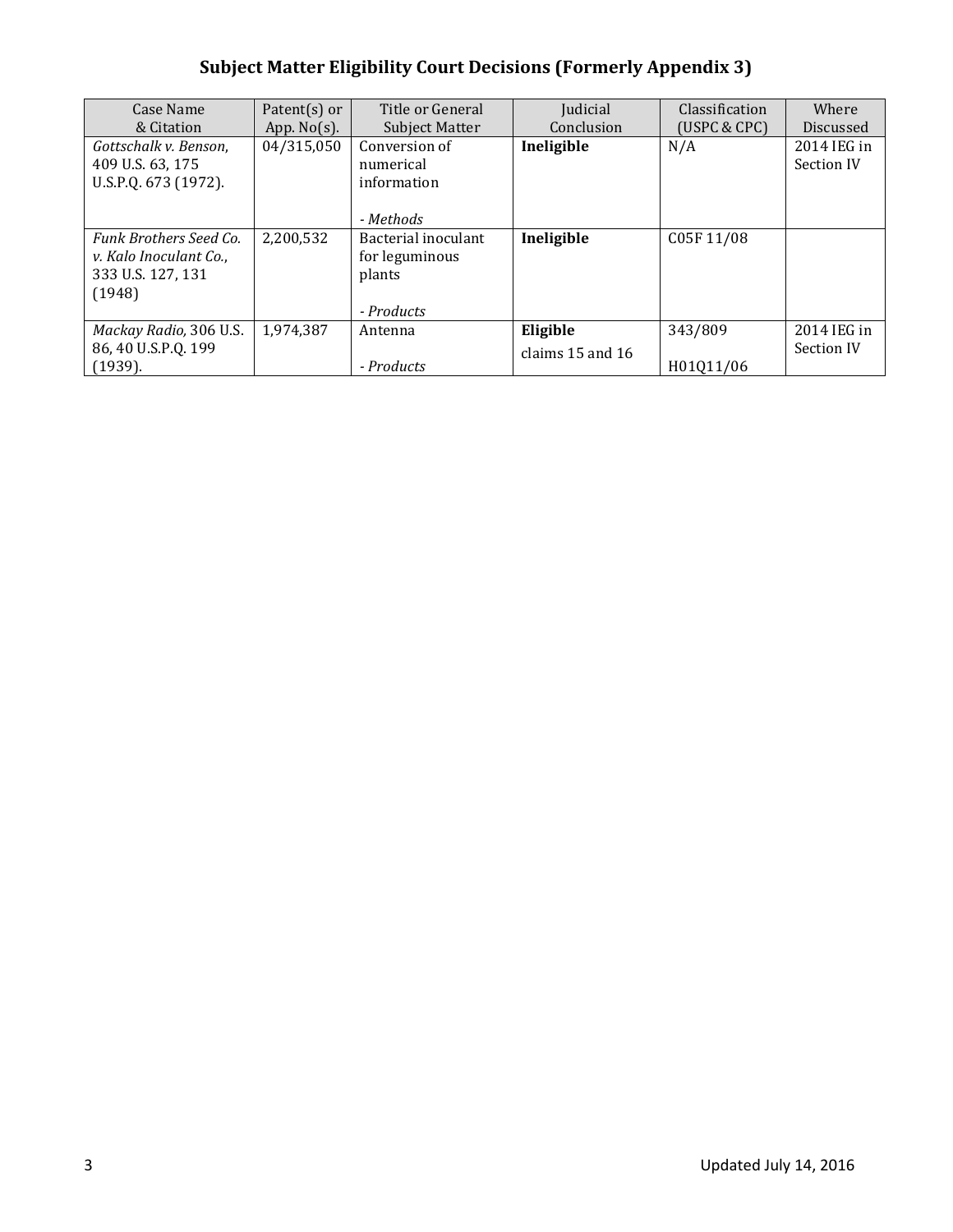## Subject Matter Eligibility Court Decisions (Formerly Appendix 3)

| Case Name & Citation | Patent(s) or App. No(s). | Title or General Subject Matter | Judicial Conclusion | Classification (USPC & CPC) | Where Discussed |
|---|---|---|---|---|---|
| *Gottschalk v. Benson*, 409 U.S. 63, 175 U.S.P.Q. 673 (1972). | 04/315,050 | Conversion of numerical information<br><br>*- Methods* | **Ineligible** | N/A | 2014 IEG in Section IV |
| *Funk Brothers Seed Co. v. Kalo Inoculant Co.*, 333 U.S. 127, 131 (1948) | 2,200,532 | Bacterial inoculant for leguminous plants<br><br>*- Products* | **Ineligible** | C05F 11/08 | |
| *Mackay Radio*, 306 U.S. 86, 40 U.S.P.Q. 199 (1939). | 1,974,387 | Antenna<br><br>*- Products* | **Eligible** claims 15 and 16 | 343/809<br><br>H01Q11/06 | 2014 IEG in Section IV |

Updated July 14, 2016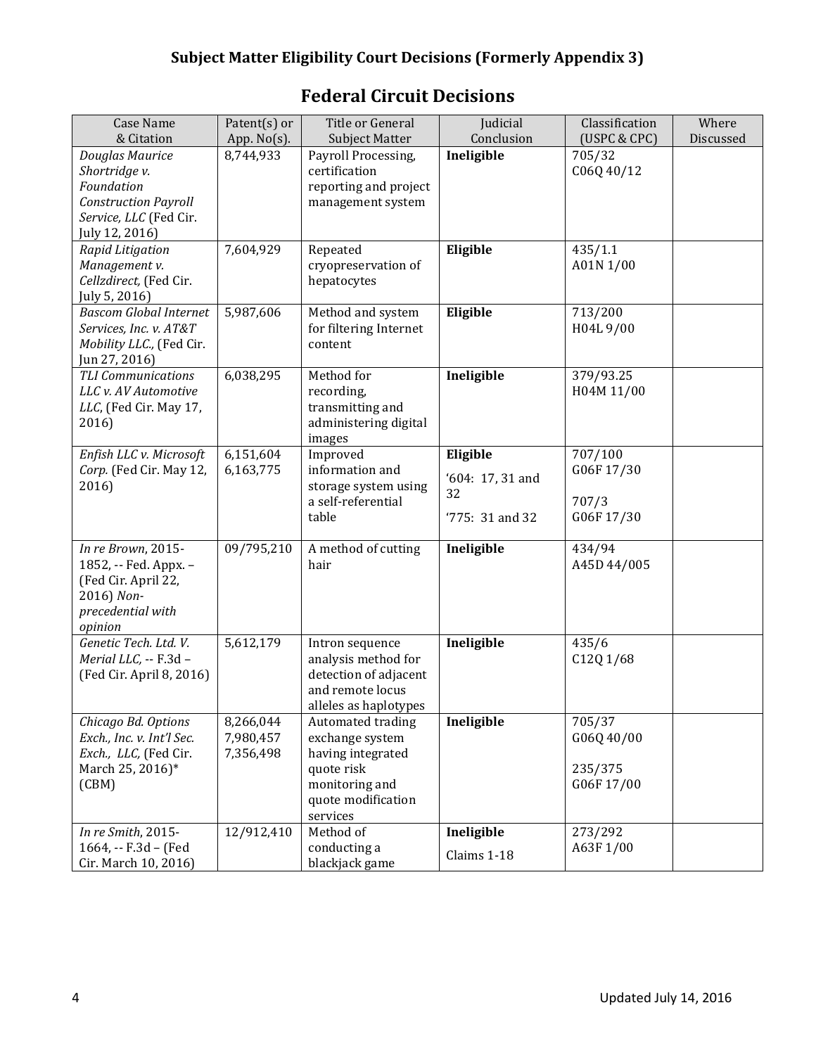## Subject Matter Eligibility Court Decisions (Formerly Appendix 3)

# Federal Circuit Decisions

| Case Name & Citation | Patent(s) or App. No(s). | Title or General Subject Matter | Judicial Conclusion | Classification (USPC & CPC) | Where Discussed |
|---|---|---|---|---|---|
| *Douglas Maurice Shortridge v. Foundation Construction Payroll Service, LLC* (Fed Cir. July 12, 2016) | 8,744,933 | Payroll Processing, certification reporting and project management system | **Ineligible** | 705/32<br>C06Q 40/12 | |
| *Rapid Litigation Management v. Cellzdirect,* (Fed Cir. July 5, 2016) | 7,604,929 | Repeated cryopreservation of hepatocytes | **Eligible** | 435/1.1<br>A01N 1/00 | |
| *Bascom Global Internet Services, Inc. v. AT&T Mobility LLC.,* (Fed Cir. Jun 27, 2016) | 5,987,606 | Method and system for filtering Internet content | **Eligible** | 713/200<br>H04L 9/00 | |
| *TLI Communications LLC v. AV Automotive LLC*, (Fed Cir. May 17, 2016) | 6,038,295 | Method for recording, transmitting and administering digital images | **Ineligible** | 379/93.25<br>H04M 11/00 | |
| *Enfish LLC v. Microsoft Corp.* (Fed Cir. May 12, 2016) | 6,151,604<br>6,163,775 | Improved information and storage system using a self-referential table | **Eligible**<br>'604: 17, 31 and 32<br>'775: 31 and 32 | 707/100<br>G06F 17/30<br>707/3<br>G06F 17/30 | |
| *In re Brown*, 2015-1852, -- Fed. Appx. – (Fed Cir. April 22, 2016) *Non-precedential with opinion* | 09/795,210 | A method of cutting hair | **Ineligible** | 434/94<br>A45D 44/005 | |
| *Genetic Tech. Ltd. V. Merial LLC,* -- F.3d – (Fed Cir. April 8, 2016) | 5,612,179 | Intron sequence analysis method for detection of adjacent and remote locus alleles as haplotypes | **Ineligible** | 435/6<br>C12Q 1/68 | |
| *Chicago Bd. Options Exch., Inc. v. Int'l Sec. Exch., LLC,* (Fed Cir. March 25, 2016)* (CBM) | 8,266,044<br>7,980,457<br>7,356,498 | Automated trading exchange system having integrated quote risk monitoring and quote modification services | **Ineligible** | 705/37<br>G06Q 40/00<br>235/375<br>G06F 17/00 | |
| *In re Smith*, 2015-1664, -- F.3d – (Fed Cir. March 10, 2016) | 12/912,410 | Method of conducting a blackjack game | **Ineligible**<br>Claims 1-18 | 273/292<br>A63F 1/00 | |

Updated July 14, 2016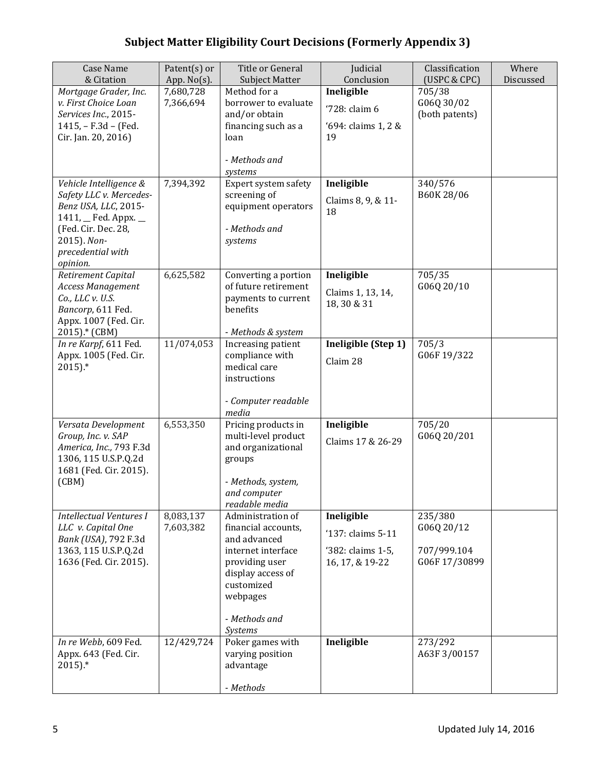## Subject Matter Eligibility Court Decisions (Formerly Appendix 3)

| Case Name & Citation | Patent(s) or App. No(s). | Title or General Subject Matter | Judicial Conclusion | Classification (USPC & CPC) | Where Discussed |
|---|---|---|---|---|---|
| *Mortgage Grader, Inc. v. First Choice Loan Services Inc.*, 2015-1415, – F.3d – (Fed. Cir. Jan. 20, 2016) | 7,680,728<br>7,366,694 | Method for a borrower to evaluate and/or obtain financing such as a loan<br><br>*- Methods and systems* | **Ineligible**<br>'728: claim 6<br>'694: claims 1, 2 & 19 | 705/38<br>G06Q 30/02<br>(both patents) | |
| *Vehicle Intelligence & Safety LLC v. Mercedes-Benz USA, LLC*, 2015-1411, __ Fed. Appx. __ (Fed. Cir. Dec. 28, 2015). *Non-precedential with opinion.* | 7,394,392 | Expert system safety screening of equipment operators<br><br>*- Methods and systems* | **Ineligible**<br>Claims 8, 9, & 11-18 | 340/576<br>B60K 28/06 | |
| *Retirement Capital Access Management Co., LLC v. U.S. Bancorp*, 611 Fed. Appx. 1007 (Fed. Cir. 2015).* (CBM) | 6,625,582 | Converting a portion of future retirement payments to current benefits<br><br>*- Methods & system* | **Ineligible**<br>Claims 1, 13, 14, 18, 30 & 31 | 705/35<br>G06Q 20/10 | |
| *In re Karpf*, 611 Fed. Appx. 1005 (Fed. Cir. 2015).* | 11/074,053 | Increasing patient compliance with medical care instructions<br><br>*- Computer readable media* | **Ineligible (Step 1)**<br>Claim 28 | 705/3<br>G06F 19/322 | |
| *Versata Development Group, Inc. v. SAP America, Inc.*, 793 F.3d 1306, 115 U.S.P.Q.2d 1681 (Fed. Cir. 2015). (CBM) | 6,553,350 | Pricing products in multi-level product and organizational groups<br><br>*- Methods, system, and computer readable media* | **Ineligible**<br>Claims 17 & 26-29 | 705/20<br>G06Q 20/201 | |
| *Intellectual Ventures I LLC v. Capital One Bank (USA)*, 792 F.3d 1363, 115 U.S.P.Q.2d 1636 (Fed. Cir. 2015). | 8,083,137<br>7,603,382 | Administration of financial accounts, and advanced internet interface providing user display access of customized webpages<br><br>*- Methods and Systems* | **Ineligible**<br>'137: claims 5-11<br>'382: claims 1-5, 16, 17, & 19-22 | 235/380<br>G06Q 20/12<br><br>707/999.104<br>G06F 17/30899 | |
| *In re Webb*, 609 Fed. Appx. 643 (Fed. Cir. 2015).* | 12/429,724 | Poker games with varying position advantage<br><br>*- Methods* | **Ineligible** | 273/292<br>A63F 3/00157 | |

Updated July 14, 2016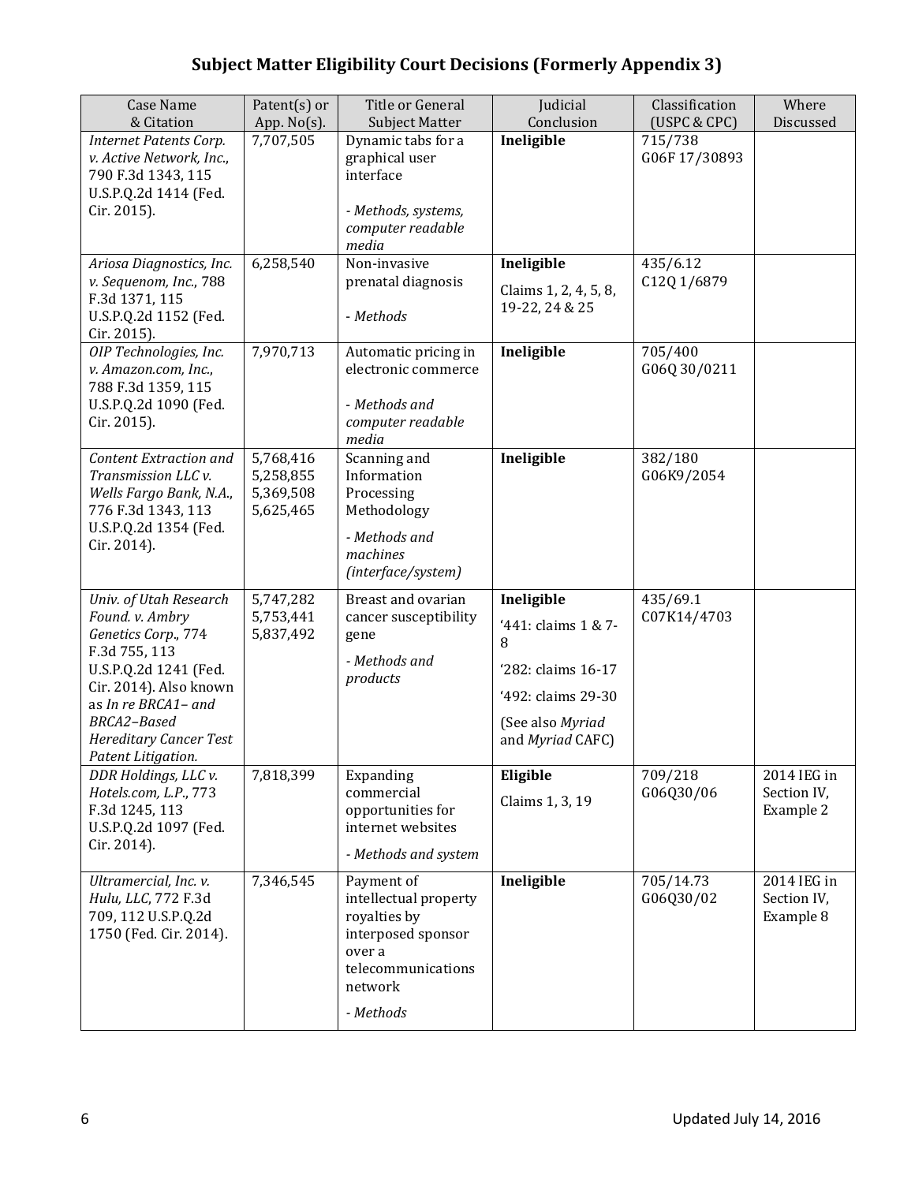## Subject Matter Eligibility Court Decisions (Formerly Appendix 3)

| Case Name & Citation | Patent(s) or App. No(s). | Title or General Subject Matter | Judicial Conclusion | Classification (USPC & CPC) | Where Discussed |
|---|---|---|---|---|---|
| *Internet Patents Corp. v. Active Network, Inc.*, 790 F.3d 1343, 115 U.S.P.Q.2d 1414 (Fed. Cir. 2015). | 7,707,505 | Dynamic tabs for a graphical user interface<br><br>*- Methods, systems, computer readable media* | **Ineligible** | 715/738<br>G06F 17/30893 | |
| *Ariosa Diagnostics, Inc. v. Sequenom, Inc.*, 788 F.3d 1371, 115 U.S.P.Q.2d 1152 (Fed. Cir. 2015). | 6,258,540 | Non-invasive prenatal diagnosis<br><br>*- Methods* | **Ineligible**<br>Claims 1, 2, 4, 5, 8, 19-22, 24 & 25 | 435/6.12<br>C12Q 1/6879 | |
| *OIP Technologies, Inc. v. Amazon.com, Inc.*, 788 F.3d 1359, 115 U.S.P.Q.2d 1090 (Fed. Cir. 2015). | 7,970,713 | Automatic pricing in electronic commerce<br><br>*- Methods and computer readable media* | **Ineligible** | 705/400<br>G06Q 30/0211 | |
| *Content Extraction and Transmission LLC v. Wells Fargo Bank, N.A.*, 776 F.3d 1343, 113 U.S.P.Q.2d 1354 (Fed. Cir. 2014). | 5,768,416<br>5,258,855<br>5,369,508<br>5,625,465 | Scanning and Information Processing Methodology<br>*- Methods and machines (interface/system)* | **Ineligible** | 382/180<br>G06K9/2054 | |
| *Univ. of Utah Research Found. v. Ambry Genetics Corp.*, 774 F.3d 755, 113 U.S.P.Q.2d 1241 (Fed. Cir. 2014). Also known as *In re BRCA1– and BRCA2–Based Hereditary Cancer Test Patent Litigation.* | 5,747,282<br>5,753,441<br>5,837,492 | Breast and ovarian cancer susceptibility gene<br>*- Methods and products* | **Ineligible**<br>'441: claims 1 & 7-8<br>'282: claims 16-17<br>'492: claims 29-30<br>(See also *Myriad* and *Myriad* CAFC) | 435/69.1<br>C07K14/4703 | |
| *DDR Holdings, LLC v. Hotels.com, L.P.*, 773 F.3d 1245, 113 U.S.P.Q.2d 1097 (Fed. Cir. 2014). | 7,818,399 | Expanding commercial opportunities for internet websites<br>*- Methods and system* | **Eligible**<br>Claims 1, 3, 19 | 709/218<br>G06Q30/06 | 2014 IEG in Section IV, Example 2 |
| *Ultramercial, Inc. v. Hulu, LLC*, 772 F.3d 709, 112 U.S.P.Q.2d 1750 (Fed. Cir. 2014). | 7,346,545 | Payment of intellectual property royalties by interposed sponsor over a telecommunications network<br>*- Methods* | **Ineligible** | 705/14.73<br>G06Q30/02 | 2014 IEG in Section IV, Example 8 |

Updated July 14, 2016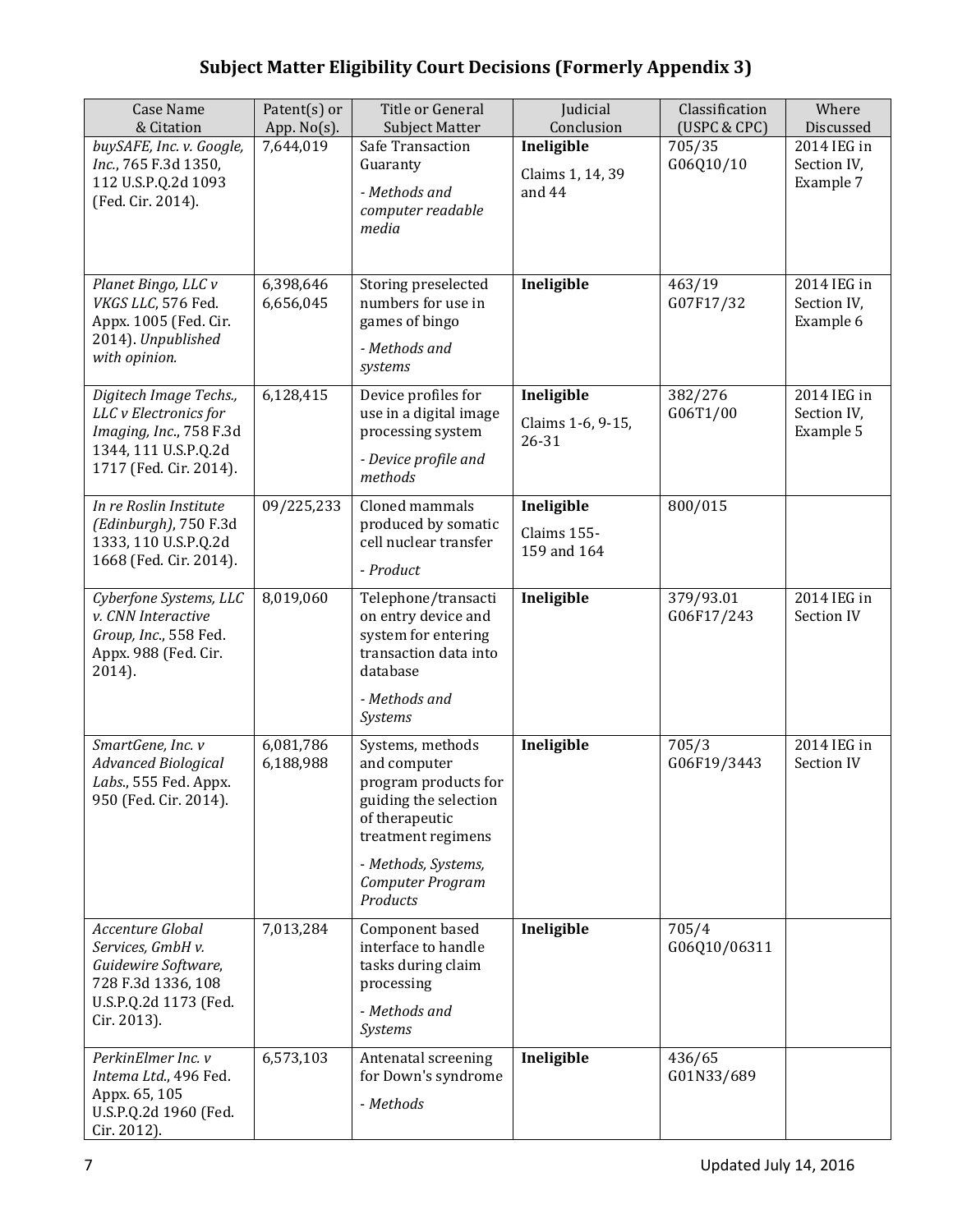# Subject Matter Eligibility Court Decisions (Formerly Appendix 3)

| Case Name & Citation | Patent(s) or App. No(s). | Title or General Subject Matter | Judicial Conclusion | Classification (USPC & CPC) | Where Discussed |
|---|---|---|---|---|---|
| *buySAFE, Inc. v. Google, Inc.*, 765 F.3d 1350, 112 U.S.P.Q.2d 1093 (Fed. Cir. 2014). | 7,644,019 | Safe Transaction Guaranty<br>*- Methods and computer readable media* | **Ineligible**<br>Claims 1, 14, 39 and 44 | 705/35<br>G06Q10/10 | 2014 IEG in Section IV, Example 7 |
| *Planet Bingo, LLC v VKGS LLC*, 576 Fed. Appx. 1005 (Fed. Cir. 2014). *Unpublished with opinion.* | 6,398,646<br>6,656,045 | Storing preselected numbers for use in games of bingo<br>*- Methods and systems* | **Ineligible** | 463/19<br>G07F17/32 | 2014 IEG in Section IV, Example 6 |
| *Digitech Image Techs., LLC v Electronics for Imaging, Inc.*, 758 F.3d 1344, 111 U.S.P.Q.2d 1717 (Fed. Cir. 2014). | 6,128,415 | Device profiles for use in a digital image processing system<br>*- Device profile and methods* | **Ineligible**<br>Claims 1-6, 9-15, 26-31 | 382/276<br>G06T1/00 | 2014 IEG in Section IV, Example 5 |
| *In re Roslin Institute (Edinburgh)*, 750 F.3d 1333, 110 U.S.P.Q.2d 1668 (Fed. Cir. 2014). | 09/225,233 | Cloned mammals produced by somatic cell nuclear transfer<br>*- Product* | **Ineligible**<br>Claims 155-159 and 164 | 800/015 | |
| *Cyberfone Systems, LLC v. CNN Interactive Group, Inc.*, 558 Fed. Appx. 988 (Fed. Cir. 2014). | 8,019,060 | Telephone/transaction entry device and system for entering transaction data into database<br>*- Methods and Systems* | **Ineligible** | 379/93.01<br>G06F17/243 | 2014 IEG in Section IV |
| *SmartGene, Inc. v Advanced Biological Labs.*, 555 Fed. Appx. 950 (Fed. Cir. 2014). | 6,081,786<br>6,188,988 | Systems, methods and computer program products for guiding the selection of therapeutic treatment regimens<br>*- Methods, Systems, Computer Program Products* | **Ineligible** | 705/3<br>G06F19/3443 | 2014 IEG in Section IV |
| *Accenture Global Services, GmbH v. Guidewire Software*, 728 F.3d 1336, 108 U.S.P.Q.2d 1173 (Fed. Cir. 2013). | 7,013,284 | Component based interface to handle tasks during claim processing<br>*- Methods and Systems* | **Ineligible** | 705/4<br>G06Q10/06311 | |
| *PerkinElmer Inc. v Intema Ltd.*, 496 Fed. Appx. 65, 105 U.S.P.Q.2d 1960 (Fed. Cir. 2012). | 6,573,103 | Antenatal screening for Down's syndrome<br>*- Methods* | **Ineligible** | 436/65<br>G01N33/689 | |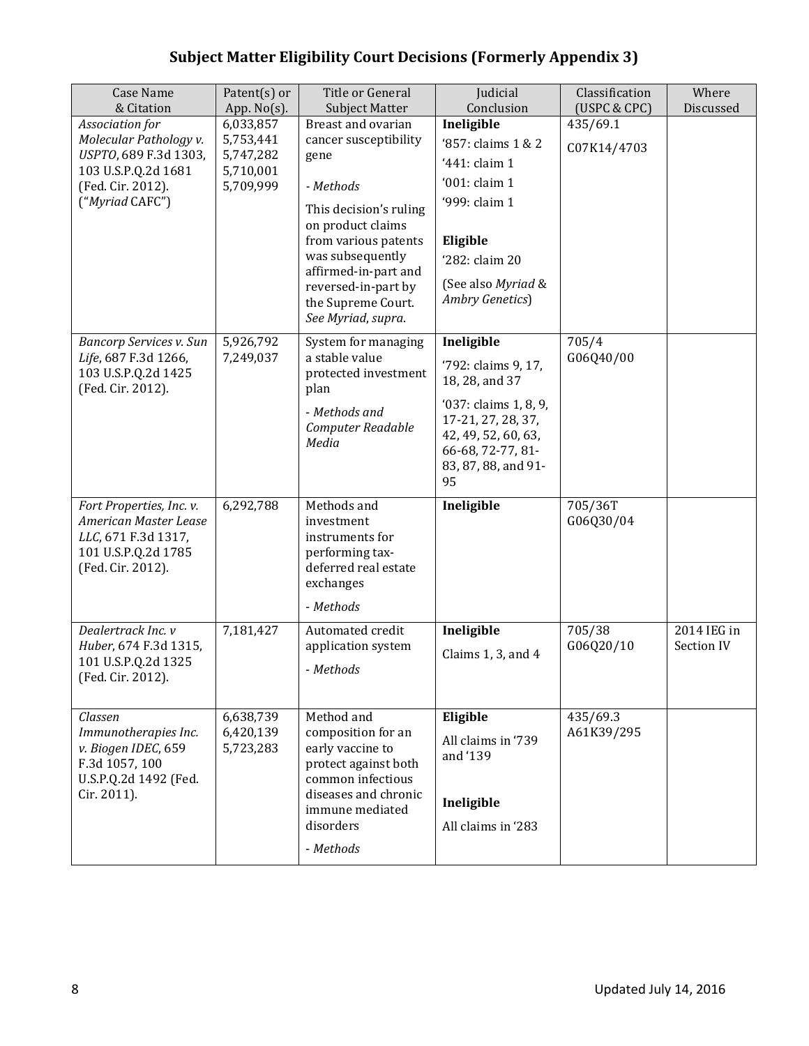## Subject Matter Eligibility Court Decisions (Formerly Appendix 3)

| Case Name & Citation | Patent(s) or App. No(s). | Title or General Subject Matter | Judicial Conclusion | Classification (USPC & CPC) | Where Discussed |
|---|---|---|---|---|---|
| *Association for Molecular Pathology v. USPTO*, 689 F.3d 1303, 103 U.S.P.Q.2d 1681 (Fed. Cir. 2012). ("*Myriad* CAFC") | 6,033,857<br>5,753,441<br>5,747,282<br>5,710,001<br>5,709,999 | Breast and ovarian cancer susceptibility gene<br><br>*- Methods*<br><br>This decision's ruling on product claims from various patents was subsequently affirmed-in-part and reversed-in-part by the Supreme Court. *See Myriad*, *supra*. | **Ineligible**<br>'857: claims 1 & 2<br>'441: claim 1<br>'001: claim 1<br>'999: claim 1<br><br>**Eligible**<br>'282: claim 20<br>(See also *Myriad* & *Ambry Genetics*) | 435/69.1<br>C07K14/4703 | |
| *Bancorp Services v. Sun Life*, 687 F.3d 1266, 103 U.S.P.Q.2d 1425 (Fed. Cir. 2012). | 5,926,792<br>7,249,037 | System for managing a stable value protected investment plan<br>*- Methods and Computer Readable Media* | **Ineligible**<br>'792: claims 9, 17, 18, 28, and 37<br>'037: claims 1, 8, 9, 17-21, 27, 28, 37, 42, 49, 52, 60, 63, 66-68, 72-77, 81-83, 87, 88, and 91-95 | 705/4<br>G06Q40/00 | |
| *Fort Properties, Inc. v. American Master Lease LLC*, 671 F.3d 1317, 101 U.S.P.Q.2d 1785 (Fed. Cir. 2012). | 6,292,788 | Methods and investment instruments for performing tax-deferred real estate exchanges<br>*- Methods* | **Ineligible** | 705/36T<br>G06Q30/04 | |
| *Dealertrack Inc. v Huber*, 674 F.3d 1315, 101 U.S.P.Q.2d 1325 (Fed. Cir. 2012). | 7,181,427 | Automated credit application system<br>*- Methods* | **Ineligible**<br>Claims 1, 3, and 4 | 705/38<br>G06Q20/10 | 2014 IEG in Section IV |
| *Classen Immunotherapies Inc. v. Biogen IDEC*, 659 F.3d 1057, 100 U.S.P.Q.2d 1492 (Fed. Cir. 2011). | 6,638,739<br>6,420,139<br>5,723,283 | Method and composition for an early vaccine to protect against both common infectious diseases and chronic immune mediated disorders<br>*- Methods* | **Eligible**<br>All claims in '739 and '139<br><br>**Ineligible**<br>All claims in '283 | 435/69.3<br>A61K39/295 | |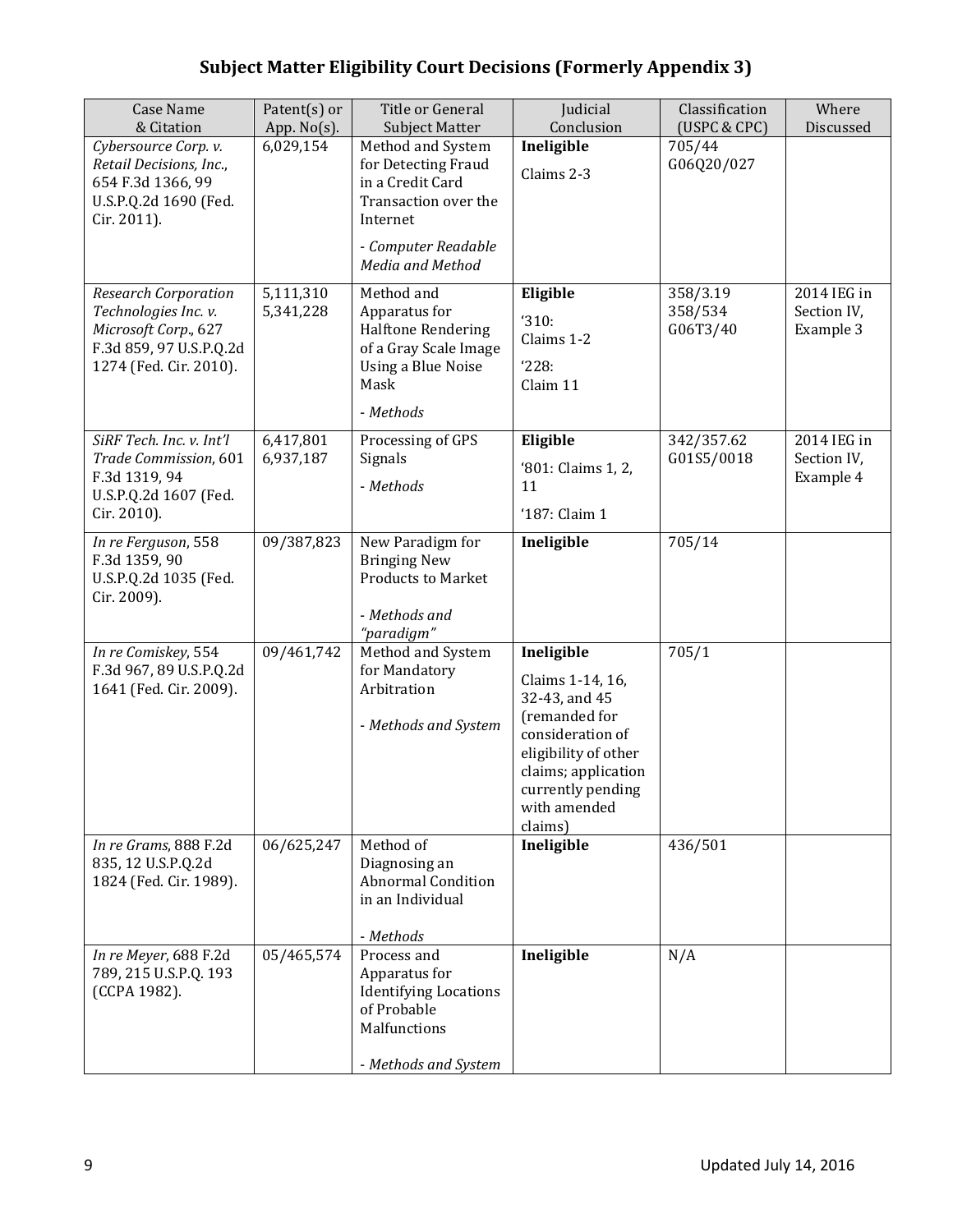## Subject Matter Eligibility Court Decisions (Formerly Appendix 3)

| Case Name & Citation | Patent(s) or App. No(s). | Title or General Subject Matter | Judicial Conclusion | Classification (USPC & CPC) | Where Discussed |
|---|---|---|---|---|---|
| *Cybersource Corp. v. Retail Decisions, Inc.*, 654 F.3d 1366, 99 U.S.P.Q.2d 1690 (Fed. Cir. 2011). | 6,029,154 | Method and System for Detecting Fraud in a Credit Card Transaction over the Internet<br>*- Computer Readable Media and Method* | **Ineligible**<br>Claims 2-3 | 705/44<br>G06Q20/027 | |
| *Research Corporation Technologies Inc. v. Microsoft Corp.*, 627 F.3d 859, 97 U.S.P.Q.2d 1274 (Fed. Cir. 2010). | 5,111,310<br>5,341,228 | Method and Apparatus for Halftone Rendering of a Gray Scale Image Using a Blue Noise Mask<br>*- Methods* | **Eligible**<br>'310: Claims 1-2<br>'228: Claim 11 | 358/3.19<br>358/534<br>G06T3/40 | 2014 IEG in Section IV, Example 3 |
| *SiRF Tech. Inc. v. Int'l Trade Commission*, 601 F.3d 1319, 94 U.S.P.Q.2d 1607 (Fed. Cir. 2010). | 6,417,801<br>6,937,187 | Processing of GPS Signals<br>*- Methods* | **Eligible**<br>'801: Claims 1, 2, 11<br>'187: Claim 1 | 342/357.62<br>G01S5/0018 | 2014 IEG in Section IV, Example 4 |
| *In re Ferguson*, 558 F.3d 1359, 90 U.S.P.Q.2d 1035 (Fed. Cir. 2009). | 09/387,823 | New Paradigm for Bringing New Products to Market<br>*- Methods and "paradigm"* | **Ineligible** | 705/14 | |
| *In re Comiskey*, 554 F.3d 967, 89 U.S.P.Q.2d 1641 (Fed. Cir. 2009). | 09/461,742 | Method and System for Mandatory Arbitration<br>*- Methods and System* | **Ineligible**<br>Claims 1-14, 16, 32-43, and 45 (remanded for consideration of eligibility of other claims; application currently pending with amended claims) | 705/1 | |
| *In re Grams*, 888 F.2d 835, 12 U.S.P.Q.2d 1824 (Fed. Cir. 1989). | 06/625,247 | Method of Diagnosing an Abnormal Condition in an Individual<br>*- Methods* | **Ineligible** | 436/501 | |
| *In re Meyer*, 688 F.2d 789, 215 U.S.P.Q. 193 (CCPA 1982). | 05/465,574 | Process and Apparatus for Identifying Locations of Probable Malfunctions<br>*- Methods and System* | **Ineligible** | N/A | |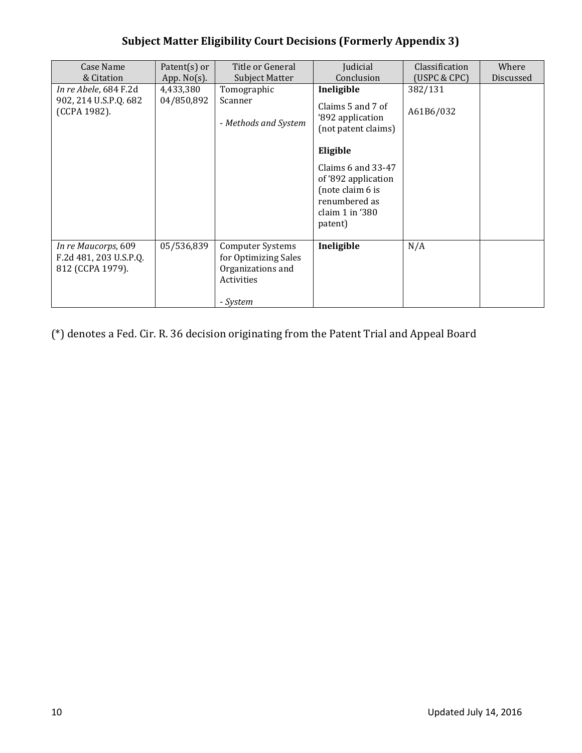## Subject Matter Eligibility Court Decisions (Formerly Appendix 3)

| Case Name & Citation | Patent(s) or App. No(s). | Title or General Subject Matter | Judicial Conclusion | Classification (USPC & CPC) | Where Discussed |
|---|---|---|---|---|---|
| *In re Abele*, 684 F.2d 902, 214 U.S.P.Q. 682 (CCPA 1982). | 4,433,380<br>04/850,892 | Tomographic Scanner<br><br>- *Methods and System* | **Ineligible**<br><br>Claims 5 and 7 of '892 application (not patent claims)<br><br>**Eligible**<br><br>Claims 6 and 33-47 of '892 application (note claim 6 is renumbered as claim 1 in '380 patent) | 382/131<br><br>A61B6/032 | |
| *In re Maucorps*, 609 F.2d 481, 203 U.S.P.Q. 812 (CCPA 1979). | 05/536,839 | Computer Systems for Optimizing Sales Organizations and Activities<br><br>- *System* | **Ineligible** | N/A | |

(*) denotes a Fed. Cir. R. 36 decision originating from the Patent Trial and Appeal Board